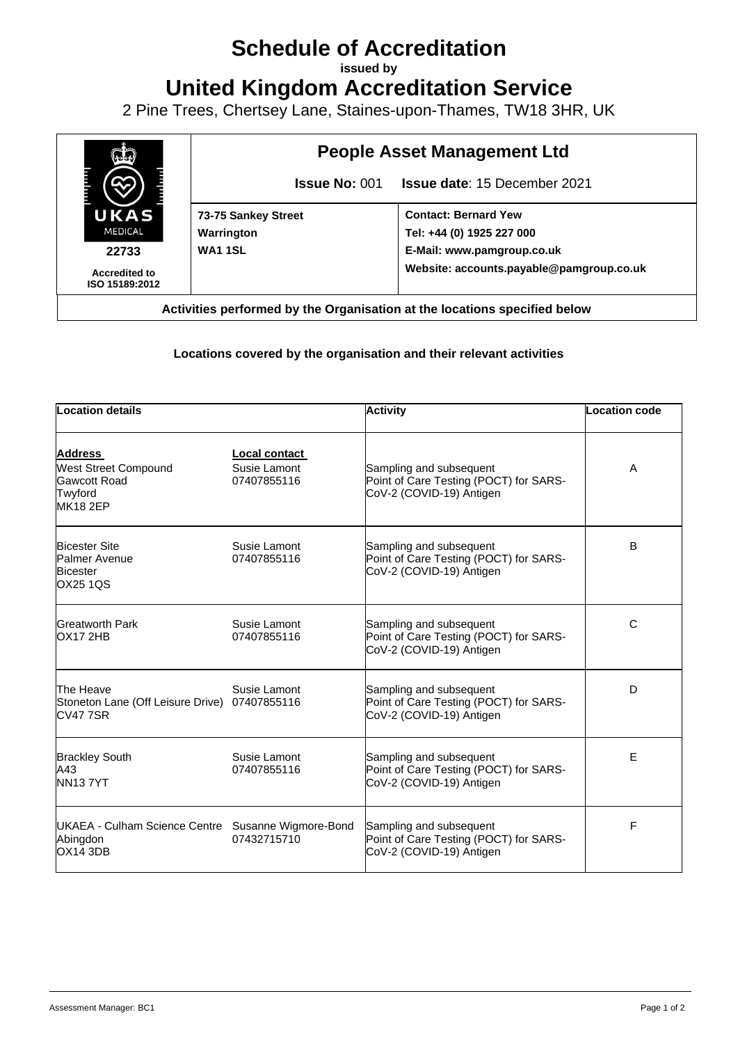# Schedule of Accreditation

**issued by**

# United Kingdom Accreditation Service

2 Pine Trees, Chertsey Lane, Staines-upon-Thames, TW18 3HR, UK

| UKAS MEDICAL 22733 Accredited to ISO 15189:2012 | **People Asset Management Ltd** | |
|---|---|---|
| | **Issue No:** 001 | **Issue date**: 15 December 2021 |
| | **73-75 Sankey Street**<br>**Warrington**<br>**WA1 1SL** | **Contact: Bernard Yew**<br>**Tel: +44 (0) 1925 227 000**<br>**E-Mail: www.pamgroup.co.uk**<br>**Website: accounts.payable@pamgroup.co.uk** |

**Activities performed by the Organisation at the locations specified below**

**Locations covered by the organisation and their relevant activities**

| Location details | | Activity | Location code |
|---|---|---|---|
| **Address**<br>West Street Compound<br>Gawcott Road<br>Twyford<br>MK18 2EP | **Local contact**<br>Susie Lamont<br>07407855116 | Sampling and subsequent Point of Care Testing (POCT) for SARS-CoV-2 (COVID-19) Antigen | A |
| Bicester Site<br>Palmer Avenue<br>Bicester<br>OX25 1QS | Susie Lamont<br>07407855116 | Sampling and subsequent Point of Care Testing (POCT) for SARS-CoV-2 (COVID-19) Antigen | B |
| Greatworth Park<br>OX17 2HB | Susie Lamont<br>07407855116 | Sampling and subsequent Point of Care Testing (POCT) for SARS-CoV-2 (COVID-19) Antigen | C |
| The Heave<br>Stoneton Lane (Off Leisure Drive)<br>CV47 7SR | Susie Lamont<br>07407855116 | Sampling and subsequent Point of Care Testing (POCT) for SARS-CoV-2 (COVID-19) Antigen | D |
| Brackley South<br>A43<br>NN13 7YT | Susie Lamont<br>07407855116 | Sampling and subsequent Point of Care Testing (POCT) for SARS-CoV-2 (COVID-19) Antigen | E |
| UKAEA - Culham Science Centre<br>Abingdon<br>OX14 3DB | Susanne Wigmore-Bond<br>07432715710 | Sampling and subsequent Point of Care Testing (POCT) for SARS-CoV-2 (COVID-19) Antigen | F |

Assessment Manager: BC1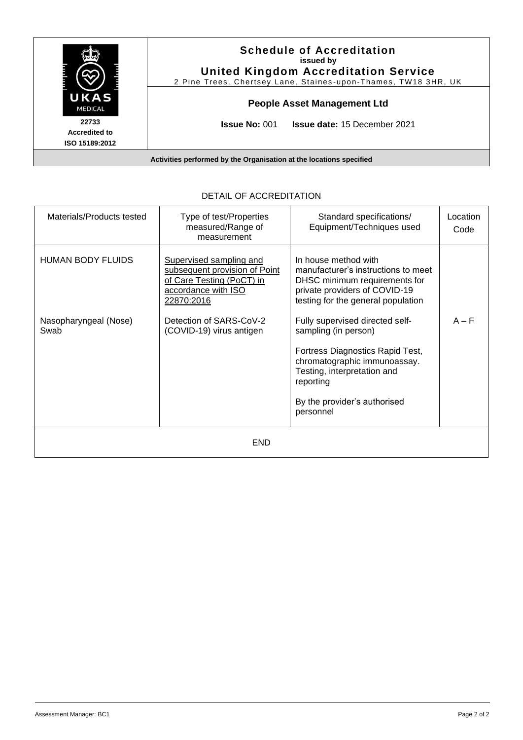**Schedule of Accreditation**
**issued by**
**United Kingdom Accreditation Service**
2 Pine Trees, Chertsey Lane, Staines-upon-Thames, TW18 3HR, UK

**22733**
**Accredited to**
**ISO 15189:2012**

**People Asset Management Ltd**

**Issue No:** 001 **Issue date:** 15 December 2021

**Activities performed by the Organisation at the locations specified**

DETAIL OF ACCREDITATION

| Materials/Products tested | Type of test/Properties measured/Range of measurement | Standard specifications/ Equipment/Techniques used | Location Code |
|---|---|---|---|
| HUMAN BODY FLUIDS | Supervised sampling and subsequent provision of Point of Care Testing (PoCT) in accordance with ISO 22870:2016 | In house method with manufacturer's instructions to meet DHSC minimum requirements for private providers of COVID-19 testing for the general population | |
| Nasopharyngeal (Nose) Swab | Detection of SARS-CoV-2 (COVID-19) virus antigen | Fully supervised directed self-sampling (in person)<br><br>Fortress Diagnostics Rapid Test, chromatographic immunoassay. Testing, interpretation and reporting<br><br>By the provider's authorised personnel | A – F |

END

Assessment Manager: BC1